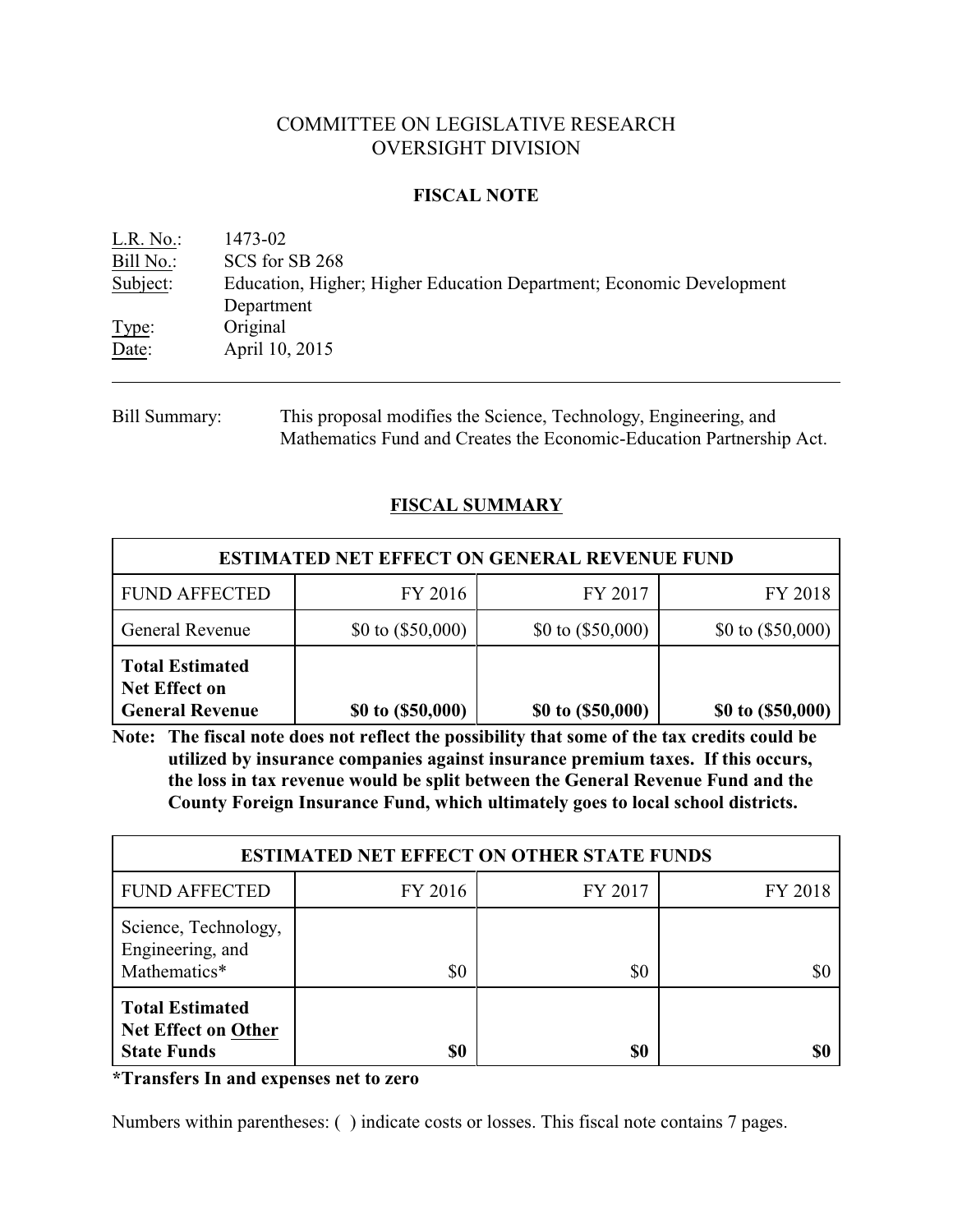# COMMITTEE ON LEGISLATIVE RESEARCH
# OVERSIGHT DIVISION

## FISCAL NOTE

L.R. No.: 1473-02
Bill No.: SCS for SB 268
Subject: Education, Higher; Higher Education Department; Economic Development Department
Type: Original
Date: April 10, 2015

---

Bill Summary: This proposal modifies the Science, Technology, Engineering, and Mathematics Fund and Creates the Economic-Education Partnership Act.

## FISCAL SUMMARY

| ESTIMATED NET EFFECT ON GENERAL REVENUE FUND | | | |
|---|---|---|---|
| FUND AFFECTED | FY 2016 | FY 2017 | FY 2018 |
| General Revenue | $0 to ($50,000) | $0 to ($50,000) | $0 to ($50,000) |
| **Total Estimated Net Effect on General Revenue** | **$0 to ($50,000)** | **$0 to ($50,000)** | **$0 to ($50,000)** |

**Note: The fiscal note does not reflect the possibility that some of the tax credits could be utilized by insurance companies against insurance premium taxes. If this occurs, the loss in tax revenue would be split between the General Revenue Fund and the County Foreign Insurance Fund, which ultimately goes to local school districts.**

| ESTIMATED NET EFFECT ON OTHER STATE FUNDS | | | |
|---|---|---|---|
| FUND AFFECTED | FY 2016 | FY 2017 | FY 2018 |
| Science, Technology, Engineering, and Mathematics* | $0 | $0 | $0 |
| **Total Estimated Net Effect on Other State Funds** | **$0** | **$0** | **$0** |

**\*Transfers In and expenses net to zero**

Numbers within parentheses: ( ) indicate costs or losses. This fiscal note contains 7 pages.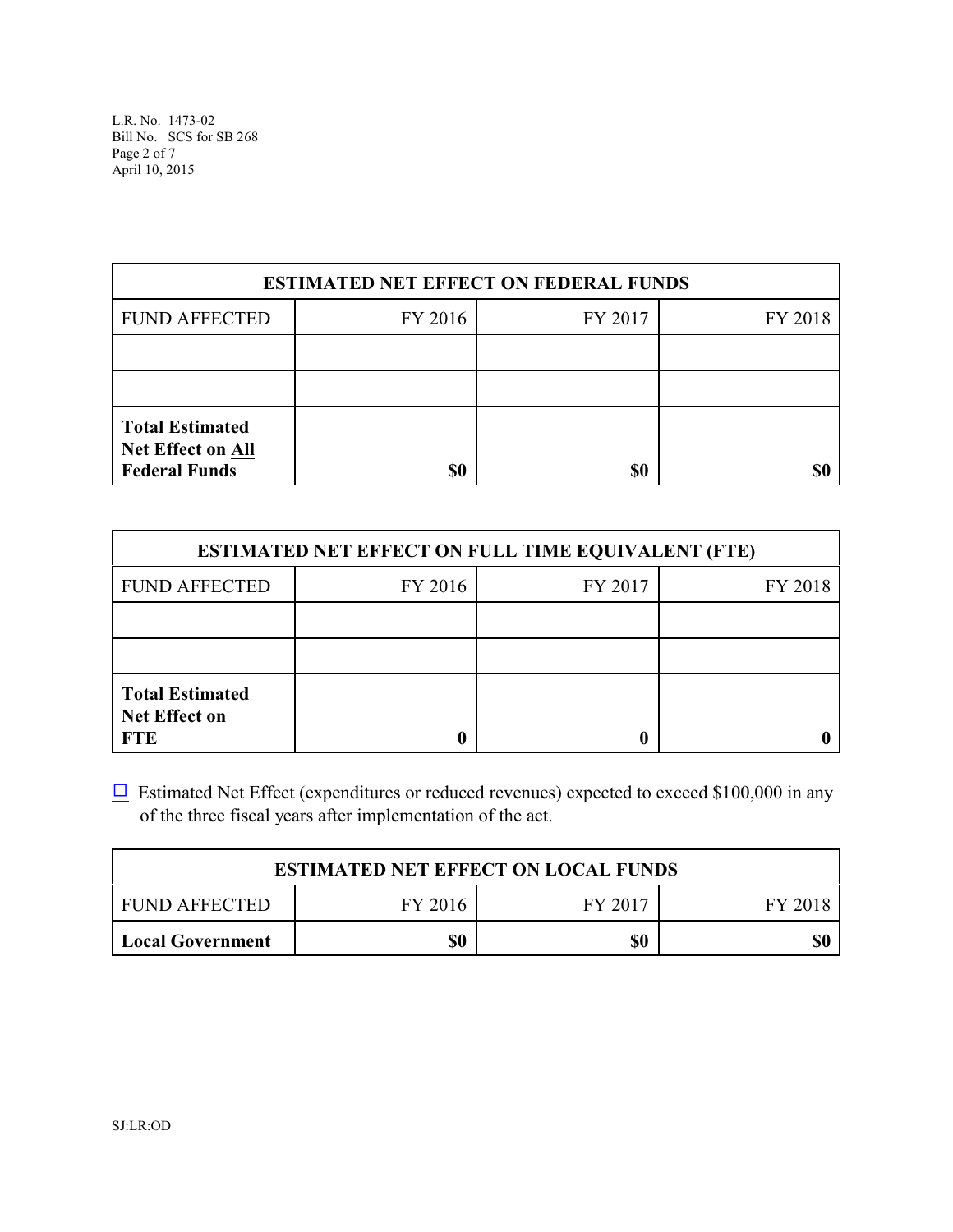| ESTIMATED NET EFFECT ON FEDERAL FUNDS | | | |
|---|---|---|---|
| FUND AFFECTED | FY 2016 | FY 2017 | FY 2018 |
| | | | |
| | | | |
| **Total Estimated Net Effect on All Federal Funds** | **$0** | **$0** | **$0** |

| ESTIMATED NET EFFECT ON FULL TIME EQUIVALENT (FTE) | | | |
|---|---|---|---|
| FUND AFFECTED | FY 2016 | FY 2017 | FY 2018 |
| | | | |
| | | | |
| **Total Estimated Net Effect on FTE** | **0** | **0** | **0** |

☐ Estimated Net Effect (expenditures or reduced revenues) expected to exceed $100,000 in any of the three fiscal years after implementation of the act.

| ESTIMATED NET EFFECT ON LOCAL FUNDS | | | |
|---|---|---|---|
| FUND AFFECTED | FY 2016 | FY 2017 | FY 2018 |
| **Local Government** | **$0** | **$0** | **$0** |

SJ:LR:OD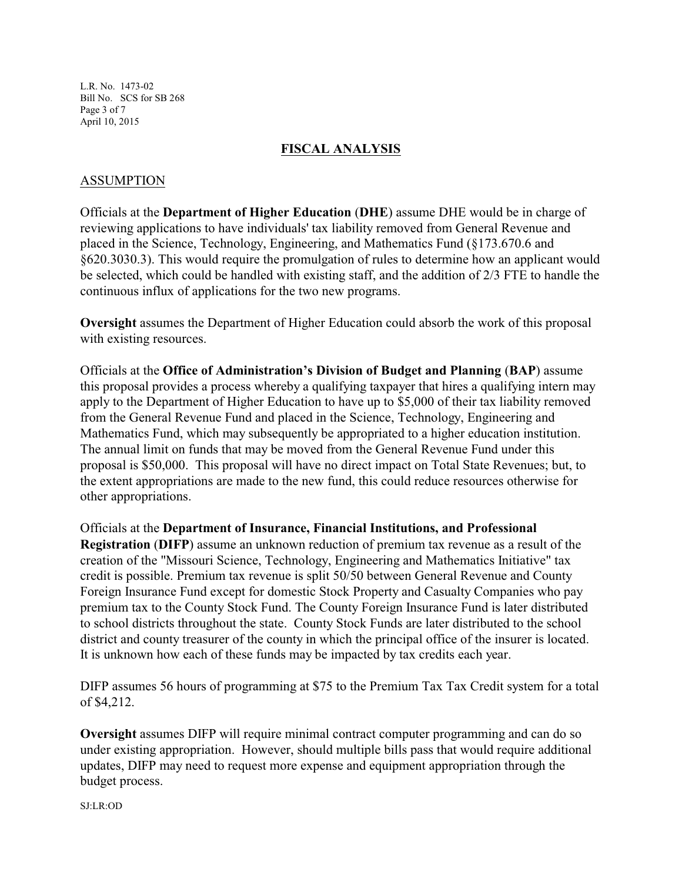## FISCAL ANALYSIS

### ASSUMPTION

Officials at the **Department of Higher Education** (**DHE**) assume DHE would be in charge of reviewing applications to have individuals' tax liability removed from General Revenue and placed in the Science, Technology, Engineering, and Mathematics Fund (§173.670.6 and §620.3030.3). This would require the promulgation of rules to determine how an applicant would be selected, which could be handled with existing staff, and the addition of 2/3 FTE to handle the continuous influx of applications for the two new programs.

**Oversight** assumes the Department of Higher Education could absorb the work of this proposal with existing resources.

Officials at the **Office of Administration's Division of Budget and Planning** (**BAP**) assume this proposal provides a process whereby a qualifying taxpayer that hires a qualifying intern may apply to the Department of Higher Education to have up to $5,000 of their tax liability removed from the General Revenue Fund and placed in the Science, Technology, Engineering and Mathematics Fund, which may subsequently be appropriated to a higher education institution. The annual limit on funds that may be moved from the General Revenue Fund under this proposal is $50,000. This proposal will have no direct impact on Total State Revenues; but, to the extent appropriations are made to the new fund, this could reduce resources otherwise for other appropriations.

Officials at the **Department of Insurance, Financial Institutions, and Professional Registration** (**DIFP**) assume an unknown reduction of premium tax revenue as a result of the creation of the "Missouri Science, Technology, Engineering and Mathematics Initiative" tax credit is possible. Premium tax revenue is split 50/50 between General Revenue and County Foreign Insurance Fund except for domestic Stock Property and Casualty Companies who pay premium tax to the County Stock Fund. The County Foreign Insurance Fund is later distributed to school districts throughout the state. County Stock Funds are later distributed to the school district and county treasurer of the county in which the principal office of the insurer is located. It is unknown how each of these funds may be impacted by tax credits each year.

DIFP assumes 56 hours of programming at $75 to the Premium Tax Tax Credit system for a total of $4,212.

**Oversight** assumes DIFP will require minimal contract computer programming and can do so under existing appropriation. However, should multiple bills pass that would require additional updates, DIFP may need to request more expense and equipment appropriation through the budget process.

SJ:LR:OD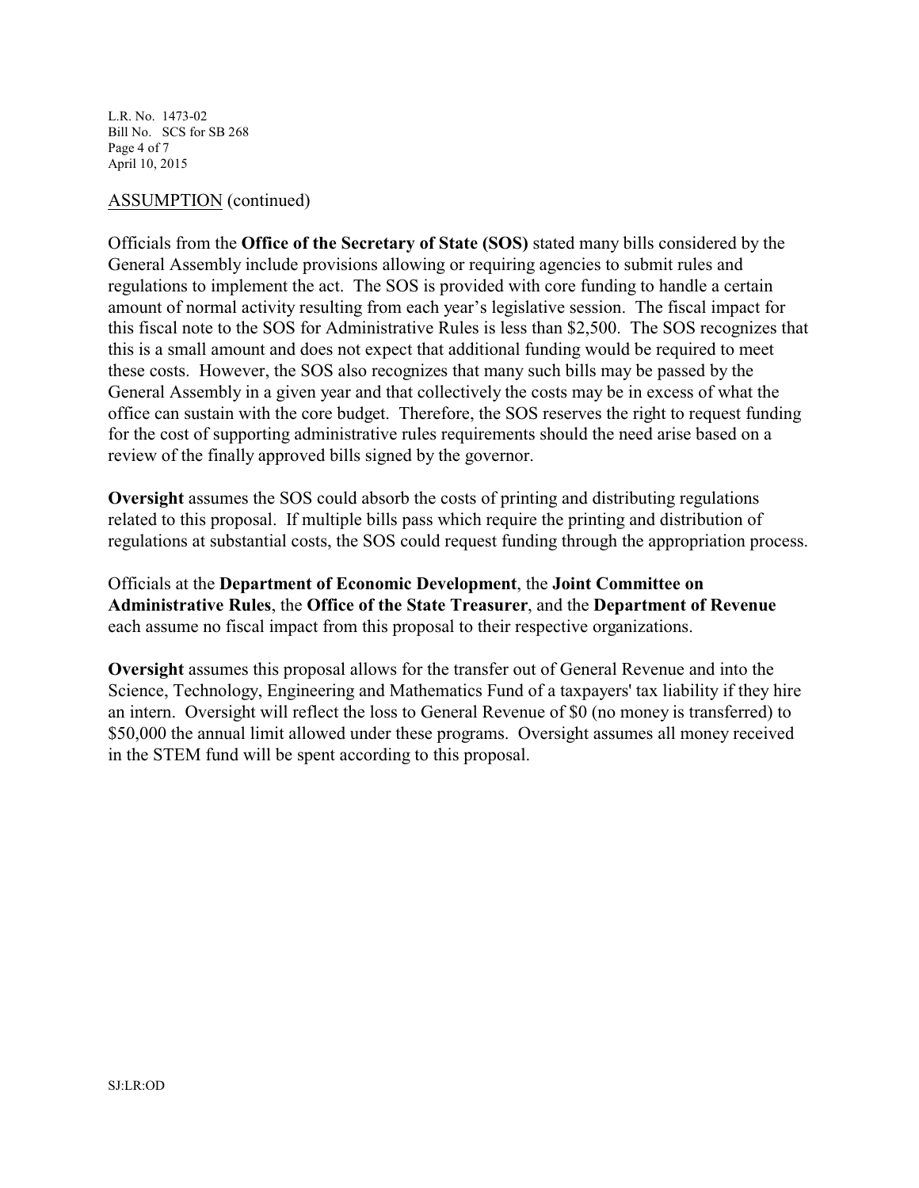ASSUMPTION (continued)

Officials from the **Office of the Secretary of State (SOS)** stated many bills considered by the General Assembly include provisions allowing or requiring agencies to submit rules and regulations to implement the act. The SOS is provided with core funding to handle a certain amount of normal activity resulting from each year's legislative session. The fiscal impact for this fiscal note to the SOS for Administrative Rules is less than $2,500. The SOS recognizes that this is a small amount and does not expect that additional funding would be required to meet these costs. However, the SOS also recognizes that many such bills may be passed by the General Assembly in a given year and that collectively the costs may be in excess of what the office can sustain with the core budget. Therefore, the SOS reserves the right to request funding for the cost of supporting administrative rules requirements should the need arise based on a review of the finally approved bills signed by the governor.

**Oversight** assumes the SOS could absorb the costs of printing and distributing regulations related to this proposal. If multiple bills pass which require the printing and distribution of regulations at substantial costs, the SOS could request funding through the appropriation process.

Officials at the **Department of Economic Development**, the **Joint Committee on Administrative Rules**, the **Office of the State Treasurer**, and the **Department of Revenue** each assume no fiscal impact from this proposal to their respective organizations.

**Oversight** assumes this proposal allows for the transfer out of General Revenue and into the Science, Technology, Engineering and Mathematics Fund of a taxpayers' tax liability if they hire an intern. Oversight will reflect the loss to General Revenue of $0 (no money is transferred) to $50,000 the annual limit allowed under these programs. Oversight assumes all money received in the STEM fund will be spent according to this proposal.

SJ:LR:OD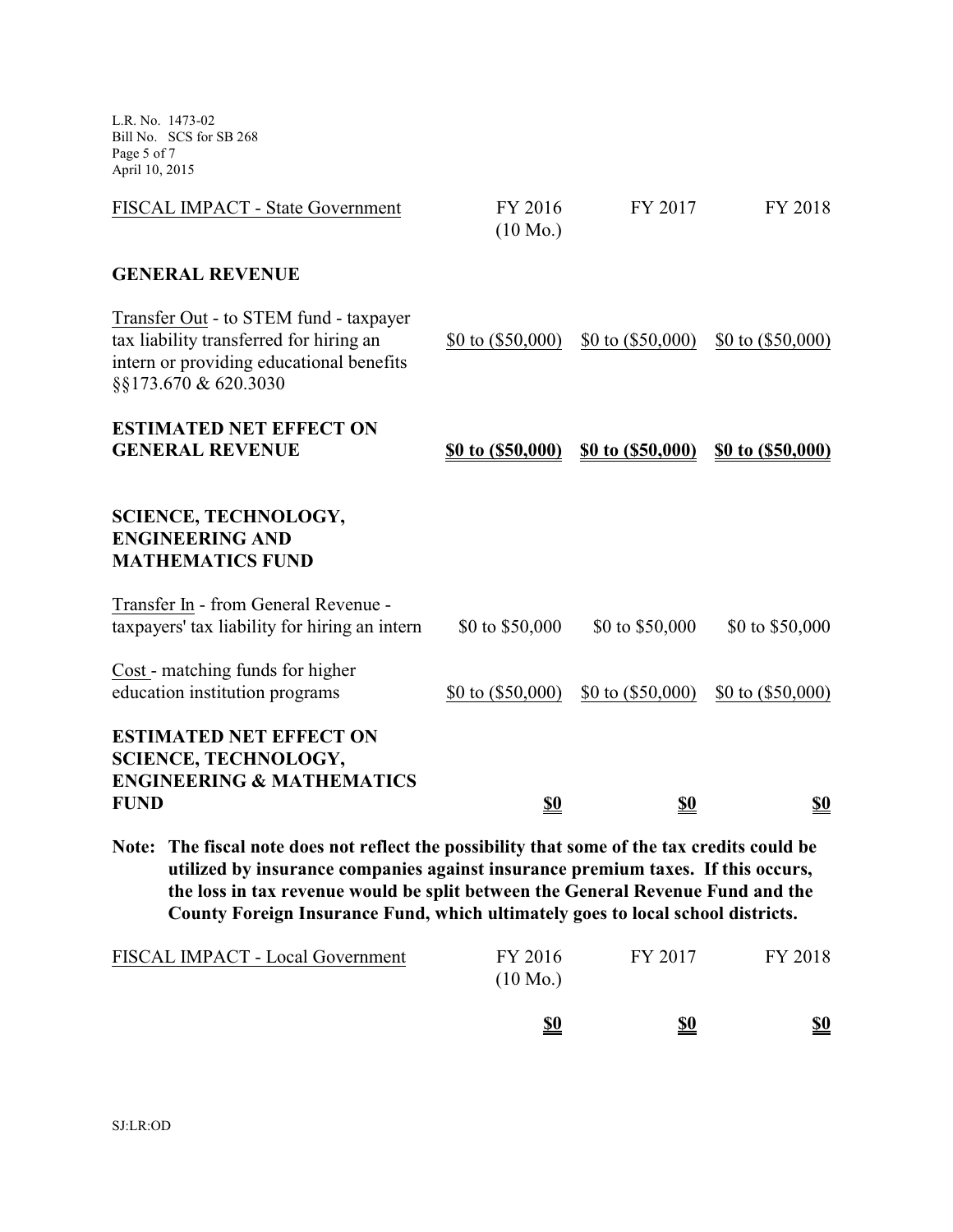| FISCAL IMPACT - State Government | FY 2016 (10 Mo.) | FY 2017 | FY 2018 |
|---|---|---|---|
| **GENERAL REVENUE** | | | |
| Transfer Out - to STEM fund - taxpayer tax liability transferred for hiring an intern or providing educational benefits §§173.670 & 620.3030 | $0 to ($50,000) | $0 to ($50,000) | $0 to ($50,000) |
| **ESTIMATED NET EFFECT ON GENERAL REVENUE** | **$0 to ($50,000)** | **$0 to ($50,000)** | **$0 to ($50,000)** |
| **SCIENCE, TECHNOLOGY, ENGINEERING AND MATHEMATICS FUND** | | | |
| Transfer In - from General Revenue - taxpayers' tax liability for hiring an intern | $0 to $50,000 | $0 to $50,000 | $0 to $50,000 |
| Cost - matching funds for higher education institution programs | $0 to ($50,000) | $0 to ($50,000) | $0 to ($50,000) |
| **ESTIMATED NET EFFECT ON SCIENCE, TECHNOLOGY, ENGINEERING & MATHEMATICS FUND** | **$0** | **$0** | **$0** |

**Note: The fiscal note does not reflect the possibility that some of the tax credits could be utilized by insurance companies against insurance premium taxes. If this occurs, the loss in tax revenue would be split between the General Revenue Fund and the County Foreign Insurance Fund, which ultimately goes to local school districts.**

| FISCAL IMPACT - Local Government | FY 2016 (10 Mo.) | FY 2017 | FY 2018 |
|---|---|---|---|
| | **$0** | **$0** | **$0** |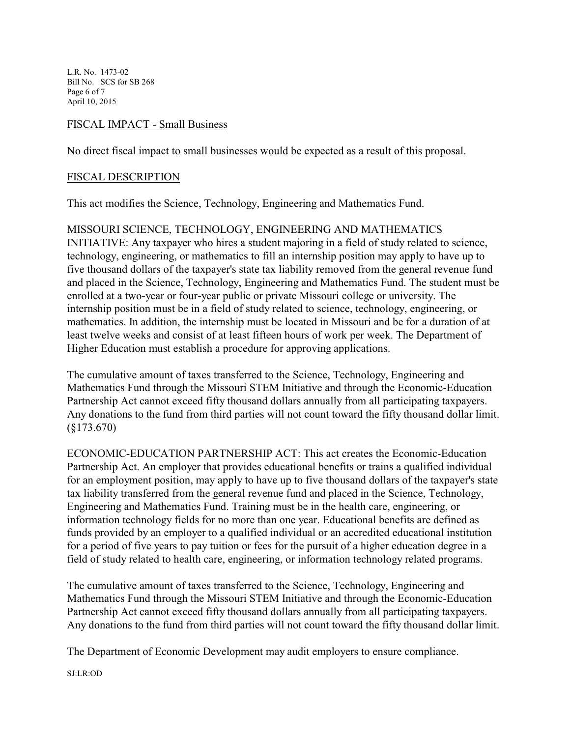## FISCAL IMPACT - Small Business

No direct fiscal impact to small businesses would be expected as a result of this proposal.

## FISCAL DESCRIPTION

This act modifies the Science, Technology, Engineering and Mathematics Fund.

MISSOURI SCIENCE, TECHNOLOGY, ENGINEERING AND MATHEMATICS INITIATIVE: Any taxpayer who hires a student majoring in a field of study related to science, technology, engineering, or mathematics to fill an internship position may apply to have up to five thousand dollars of the taxpayer's state tax liability removed from the general revenue fund and placed in the Science, Technology, Engineering and Mathematics Fund. The student must be enrolled at a two-year or four-year public or private Missouri college or university. The internship position must be in a field of study related to science, technology, engineering, or mathematics. In addition, the internship must be located in Missouri and be for a duration of at least twelve weeks and consist of at least fifteen hours of work per week. The Department of Higher Education must establish a procedure for approving applications.

The cumulative amount of taxes transferred to the Science, Technology, Engineering and Mathematics Fund through the Missouri STEM Initiative and through the Economic-Education Partnership Act cannot exceed fifty thousand dollars annually from all participating taxpayers. Any donations to the fund from third parties will not count toward the fifty thousand dollar limit. (§173.670)

ECONOMIC-EDUCATION PARTNERSHIP ACT: This act creates the Economic-Education Partnership Act. An employer that provides educational benefits or trains a qualified individual for an employment position, may apply to have up to five thousand dollars of the taxpayer's state tax liability transferred from the general revenue fund and placed in the Science, Technology, Engineering and Mathematics Fund. Training must be in the health care, engineering, or information technology fields for no more than one year. Educational benefits are defined as funds provided by an employer to a qualified individual or an accredited educational institution for a period of five years to pay tuition or fees for the pursuit of a higher education degree in a field of study related to health care, engineering, or information technology related programs.

The cumulative amount of taxes transferred to the Science, Technology, Engineering and Mathematics Fund through the Missouri STEM Initiative and through the Economic-Education Partnership Act cannot exceed fifty thousand dollars annually from all participating taxpayers. Any donations to the fund from third parties will not count toward the fifty thousand dollar limit.

The Department of Economic Development may audit employers to ensure compliance.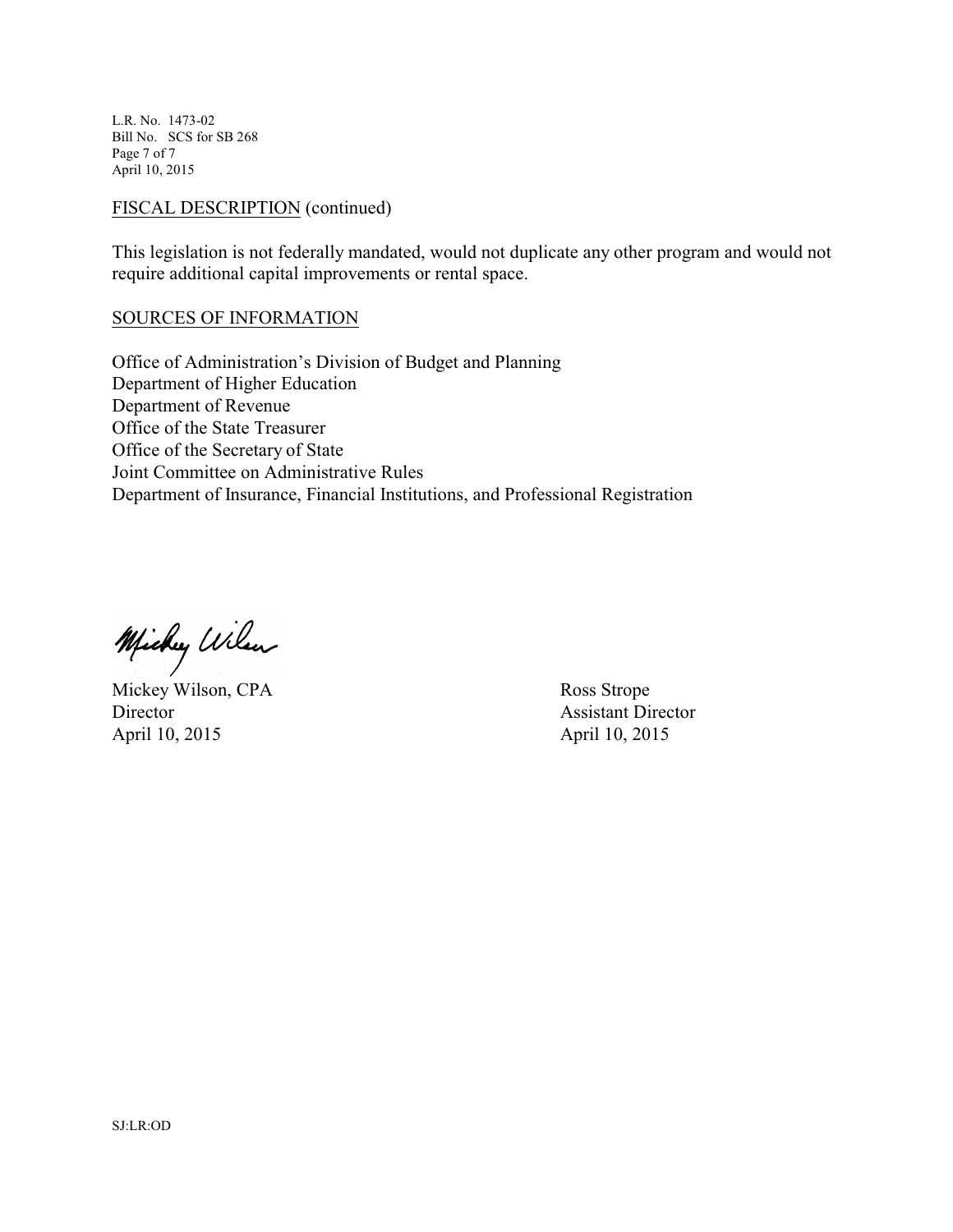FISCAL DESCRIPTION (continued)

This legislation is not federally mandated, would not duplicate any other program and would not require additional capital improvements or rental space.

SOURCES OF INFORMATION

Office of Administration's Division of Budget and Planning
Department of Higher Education
Department of Revenue
Office of the State Treasurer
Office of the Secretary of State
Joint Committee on Administrative Rules
Department of Insurance, Financial Institutions, and Professional Registration

Mickey Wilson, CPA
Director
April 10, 2015

Ross Strope
Assistant Director
April 10, 2015

SJ:LR:OD